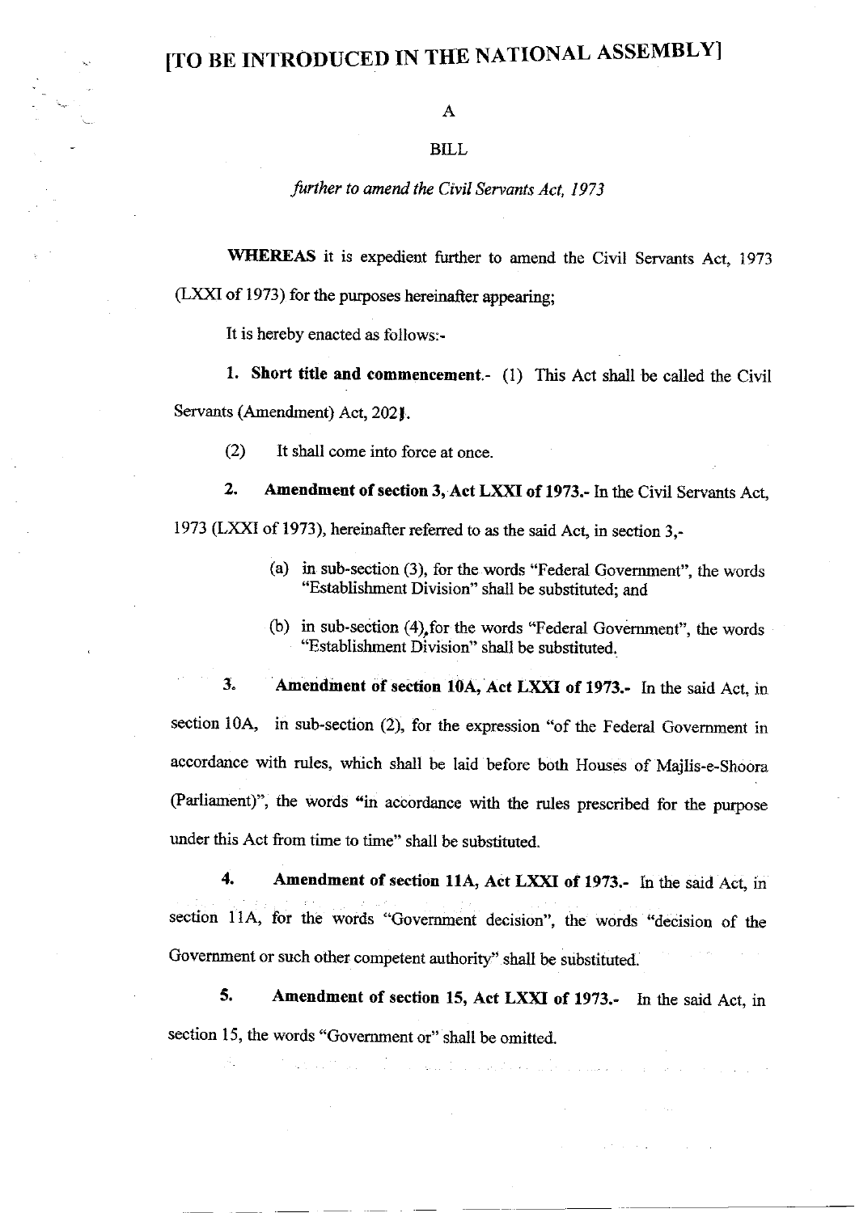# [TO BE INTRODUCED IN THE NATIONAL ASSEMBLY]

A

BILL

*further to amend the Civil Servants Act, 1973*

**WHEREAS** it is expedient further to amend the Civil Servants Act, 1973 (LXXI of 1973) for the purposes hereinafter appearing;

It is hereby enacted as follows:-

**1. Short title and commencement.**- (1) This Act shall be called the Civil Servants (Amendment) Act, 2021.

(2) It shall come into force at once.

**2. Amendment of section 3, Act LXXI of 1973.**- In the Civil Servants Act, 1973 (LXXI of 1973), hereinafter referred to as the said Act, in section 3,-

(a) in sub-section (3), for the words "Federal Government", the words "Establishment Division" shall be substituted; and

(b) in sub-section (4), for the words "Federal Government", the words "Establishment Division" shall be substituted.

**3. Amendment of section 10A, Act LXXI of 1973.**- In the said Act, in section 10A, in sub-section (2), for the expression "of the Federal Government in accordance with rules, which shall be laid before both Houses of Majlis-e-Shoora (Parliament)", the words "in accordance with the rules prescribed for the purpose under this Act from time to time" shall be substituted.

**4. Amendment of section 11A, Act LXXI of 1973.**- In the said Act, in section 11A, for the words "Government decision", the words "decision of the Government or such other competent authority" shall be substituted.

**5. Amendment of section 15, Act LXXI of 1973.**- In the said Act, in section 15, the words "Government or" shall be omitted.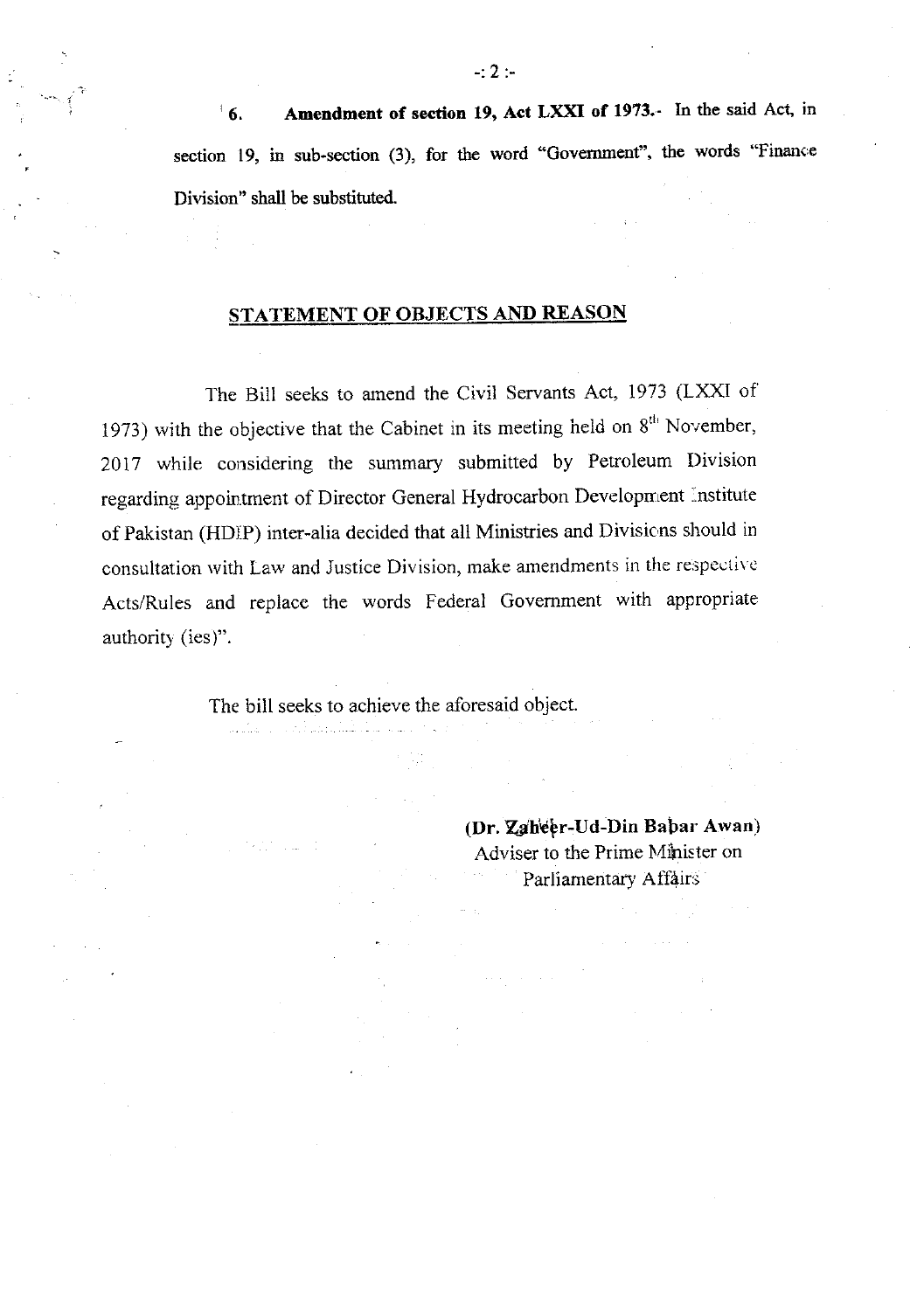**6. Amendment of section 19, Act LXXI of 1973.**- In the said Act, in section 19, in sub-section (3), for the word "Government", the words "Finance Division" shall be substituted.

## STATEMENT OF OBJECTS AND REASON

The Bill seeks to amend the Civil Servants Act, 1973 (LXXI of 1973) with the objective that the Cabinet in its meeting held on 8th November, 2017 while considering the summary submitted by Petroleum Division regarding appointment of Director General Hydrocarbon Development Institute of Pakistan (HDIP) inter-alia decided that all Ministries and Divisions should in consultation with Law and Justice Division, make amendments in the respective Acts/Rules and replace the words Federal Government with appropriate authority (ies)".

The bill seeks to achieve the aforesaid object.

**(Dr. Zaheer-Ud-Din Babar Awan)**
Adviser to the Prime Minister on
Parliamentary Affairs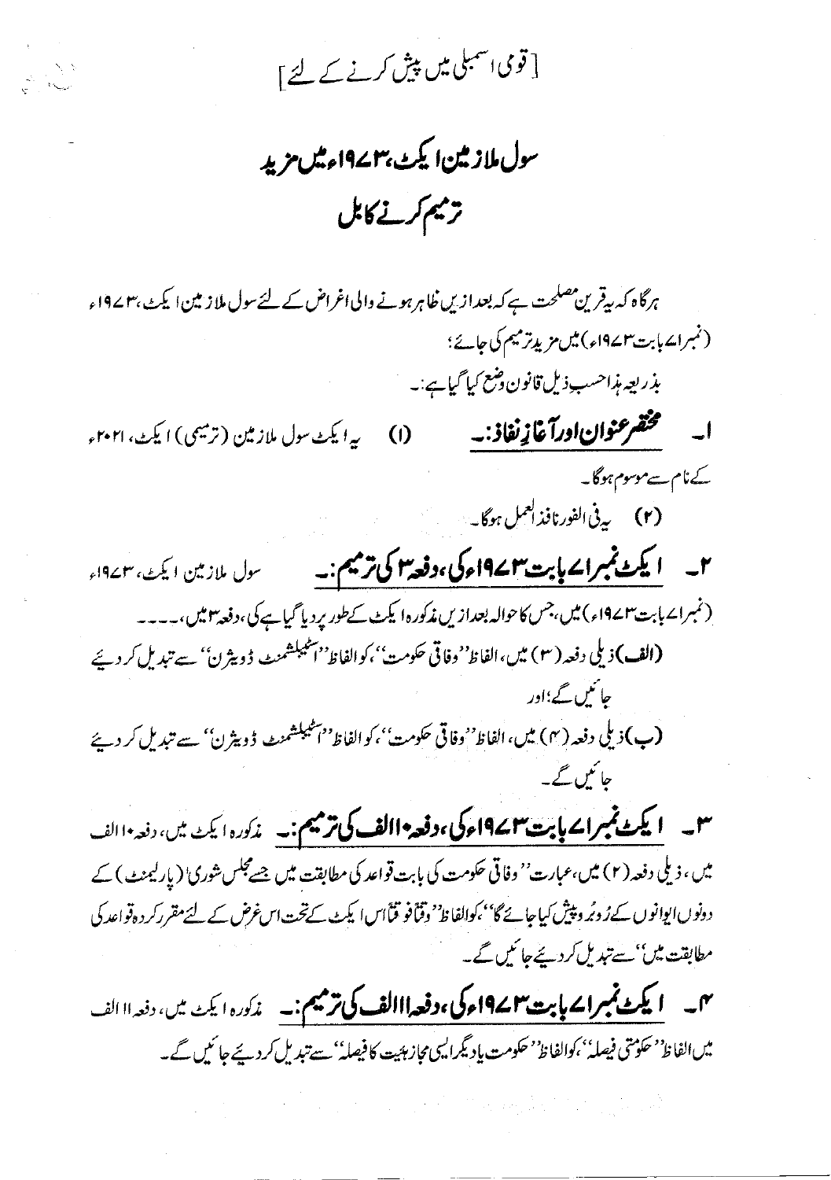[قومی اسمبلی میں پیش کرنے کے لئے]

# سول ملازمین ایکٹ، ۱۹۷۳ء میں مزید ترمیم کرنے کا بل

ہرگاہ کہ یہ قرین مصلحت ہے کہ بعدازیں ظاہر ہونے والی اغراض کے لئے سول ملازمین ایکٹ، ۱۹۷۳ء (نمبر ۷۱ بابت ۱۹۷۳ء) میں مزید ترمیم کی جائے؛

بذریعہ ہذا حسب ذیل قانون وضع کیا گیا ہے:۔

**۱۔ مختصر عنوان اور آغاز نفاذ:۔** (۱) یہ ایکٹ سول ملازمین (ترمیمی) ایکٹ، ۲۰۲۱ء کے نام سے موسوم ہوگا۔

(۲) یہ فی الفور نافذ العمل ہوگا۔

**۲۔ ایکٹ نمبر ۷۱ بابت ۱۹۷۳ء کی، دفعہ ۳ کی ترمیم:۔** سول ملازمین ایکٹ، ۱۹۷۳ء (نمبر ۷۱ بابت ۱۹۷۳ء) میں، جس کا حوالہ بعدازیں مذکورہ ایکٹ کے طور پر دیا گیا ہے کی، دفعہ ۳ میں،۔۔۔۔

**(الف)** ذیلی دفعہ (۳) میں، الفاظ ''وفاقی حکومت''، کو الفاظ ''اسٹیبلشمنٹ ڈویژن'' سے تبدیل کر دیئے جائیں گے؛ اور

**(ب)** ذیلی دفعہ (۴) میں، الفاظ ''وفاقی حکومت''، کو الفاظ ''اسٹیبلشمنٹ ڈویژن'' سے تبدیل کر دیئے جائیں گے۔

**۳۔ ایکٹ نمبر ۷۱ بابت ۱۹۷۳ء کی، دفعہ ۱۰ الف کی ترمیم:۔** مذکورہ ایکٹ میں، دفعہ ۱۰ الف میں، ذیلی دفعہ (۲) میں، عبارت ''وفاقی حکومت کی بابت قواعد کی مطابقت میں جسے مجلس شوریٰ (پارلیمنٹ) کے دونوں ایوانوں کے رُوبرُو پیش کیا جائے گا''، کو الفاظ ''وقتاً فوقتاً اس ایکٹ کے تحت اس غرض کے لئے مقرر کردہ قواعد کی مطابقت میں'' سے تبدیل کر دیئے جائیں گے۔

**۴۔ ایکٹ نمبر ۷۱ بابت ۱۹۷۳ء کی، دفعہ ۱۱ الف کی ترمیم:۔** مذکورہ ایکٹ میں، دفعہ ۱۱ الف میں الفاظ ''حکومتی فیصلہ''، کو الفاظ ''حکومت یا دیگر ایسی مجاز ہیئت کا فیصلہ'' سے تبدیل کر دیئے جائیں گے۔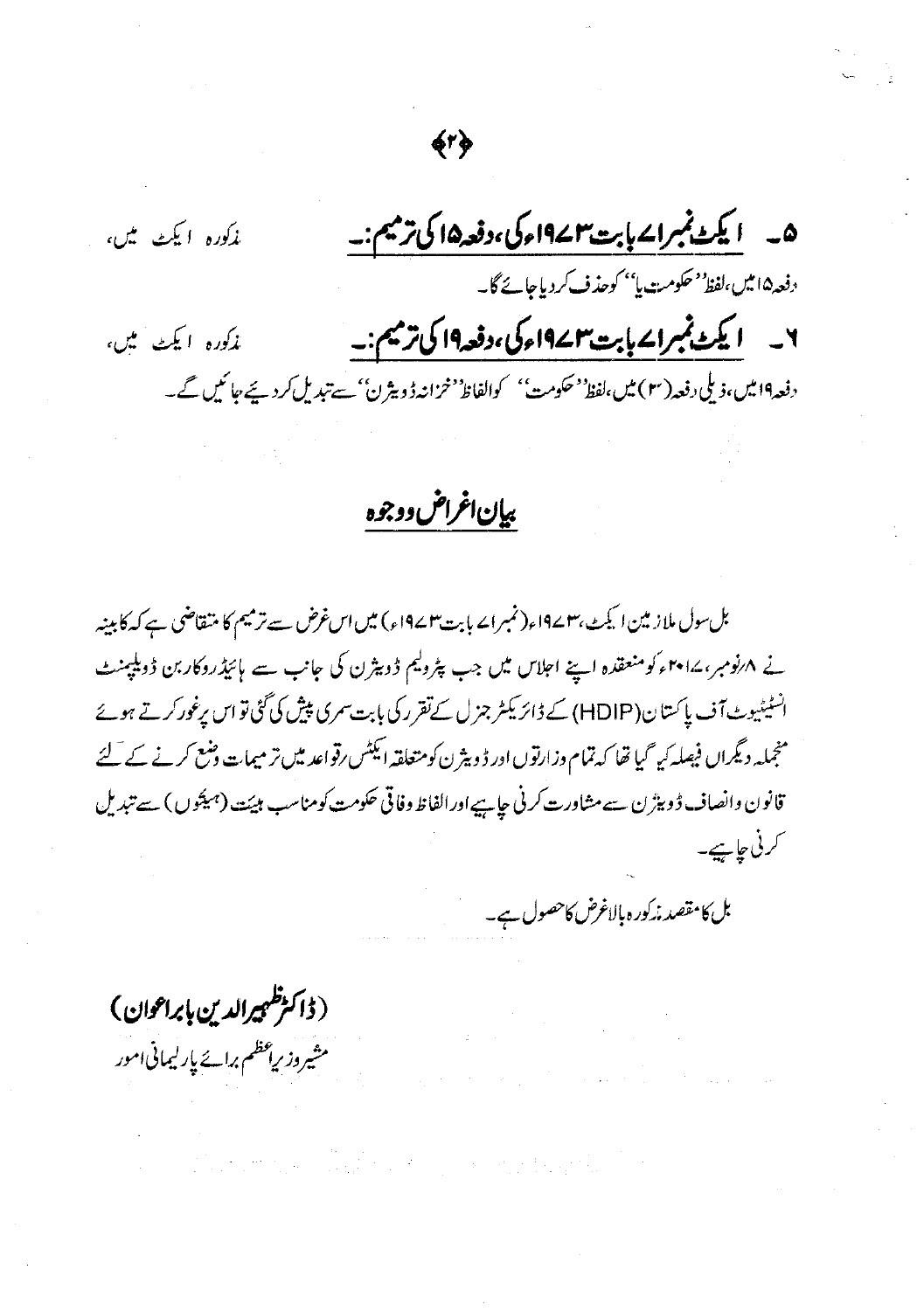**۵۔ ایکٹ نمبر ۷۱ بابت ۱۹۷۳ء کی، دفعہ ۱۵ کی ترمیم:۔** مذکورہ ایکٹ میں، دفعہ ۱۵ میں، لفظ "حکومت یا" کو حذف کر دیا جائے گا۔

**۶۔ ایکٹ نمبر ۷۱ بابت ۱۹۷۳ء کی، دفعہ ۱۹ کی ترمیم:۔** مذکورہ ایکٹ میں، دفعہ ۱۹ میں، ذیلی دفعہ (۳) میں، لفظ "حکومت" کو الفاظ "خزانہ ڈویژن" سے تبدیل کر دیئے جائیں گے۔

## بیان اغراض و وجوہ

بل سول ملازمین ایکٹ، ۱۹۷۳ء (نمبر ۷۱ بابت ۱۹۷۳ء) میں اس غرض سے ترمیم کا متقاضی ہے کہ کابینہ نے ۸ نومبر، ۲۰۱۷ء کو منعقدہ اپنے اجلاس میں جب پٹرولیم ڈویژن کی جانب سے ہائیڈروکاربن ڈویلپمنٹ انسٹیٹیوٹ آف پاکستان (HDIP) کے ڈائریکٹر جنرل کے تقرر کی بابت سمری پیش کی گئی تو اس پر غور کرتے ہوئے منجملہ دیگر اس فیصلہ کیا گیا تھا کہ تمام وزارتوں اور ڈویژن کو متعلقہ ایکٹس/قواعد میں ترمیمات وضع کرنے کے لئے قانون و انصاف ڈویژن سے مشاورت کرنی چاہیے اور الفاظ وفاقی حکومت کو مناسب ہیئت (ہیئتوں) سے تبدیل کرنی چاہیے۔

بل کا مقصد مذکورہ بالا غرض کا حصول ہے۔

**(ڈاکٹر ظہیر الدین بابر اعوان)**
مشیر وزیر اعظم برائے پارلیمانی امور